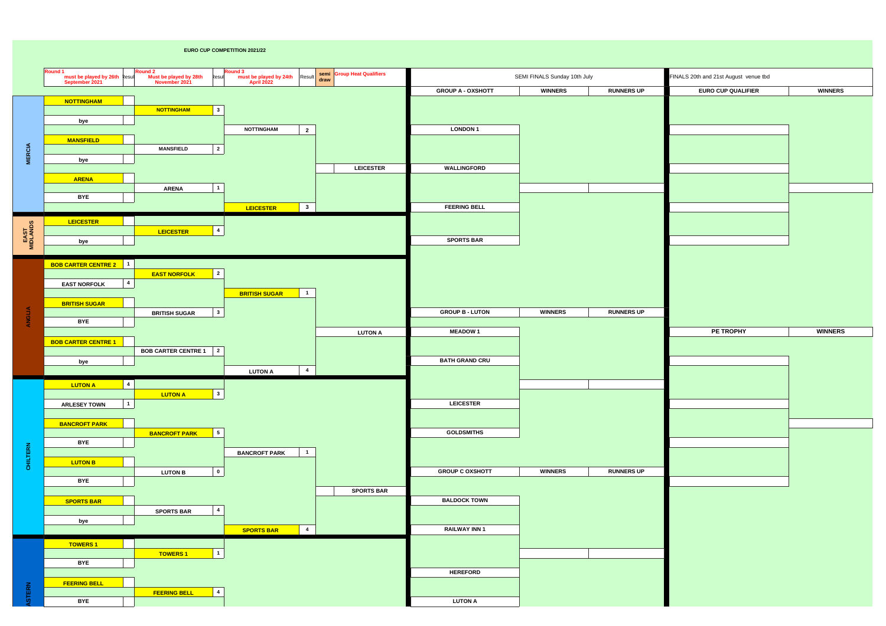# EURO CUP COMPETITION 2021/22

## Knockout Rounds

| Region | Round 1 (must be played by 26th September 2021) | Result | Round 2 (Must be played by 28th November 2021) | Result | Round 3 (must be played by 24th April 2022) | Result | semi draw | Group Heat Qualifiers |
|---|---|---|---|---|---|---|---|---|
| MERCIA | NOTTINGHAM | | NOTTINGHAM | 3 | NOTTINGHAM | 2 | | LEICESTER |
| | bye | | | | | | | |
| | MANSFIELD | | MANSFIELD | 2 | | | | |
| | bye | | | | | | | |
| | ARENA | | ARENA | 1 | LEICESTER | 3 | | |
| | BYE | | | | | | | |
| EAST MIDLANDS | LEICESTER | | LEICESTER | 4 | | | | |
| | bye | | | | | | | |
| ANGLIA | BOB CARTER CENTRE 2 | 1 | EAST NORFOLK | 2 | BRITISH SUGAR | 1 | | LUTON A |
| | EAST NORFOLK | 4 | | | | | | |
| | BRITISH SUGAR | | BRITISH SUGAR | 3 | | | | |
| | BYE | | | | | | | |
| | BOB CARTER CENTRE 1 | | BOB CARTER CENTRE 1 | 2 | LUTON A | 4 | | |
| | bye | | | | | | | |
| CHILTERN | LUTON A | 4 | LUTON A | 3 | BANCROFT PARK | 1 | | SPORTS BAR |
| | ARLESEY TOWN | 1 | | | | | | |
| | BANCROFT PARK | | BANCROFT PARK | 5 | | | | |
| | BYE | | | | | | | |
| | LUTON B | | LUTON B | 0 | SPORTS BAR | 4 | | |
| | BYE | | | | | | | |
| | SPORTS BAR | | SPORTS BAR | 4 | | | | |
| | bye | | | | | | | |
| EASTERN | TOWERS 1 | | TOWERS 1 | 1 | | | | |
| | BYE | | | | | | | |
| | FEERING BELL | | FEERING BELL | 4 | | | | |
| | BYE | | | | | | | |

## SEMI FINALS Sunday 10th July

| GROUP A - OXSHOTT | WINNERS | RUNNERS UP |
|---|---|---|
| LONDON 1 | | |
| WALLINGFORD | | |
| FEERING BELL | | |
| SPORTS BAR | | |

| GROUP B - LUTON | WINNERS | RUNNERS UP |
|---|---|---|
| MEADOW 1 | | |
| BATH GRAND CRU | | |
| LEICESTER | | |
| GOLDSMITHS | | |

| GROUP C OXSHOTT | WINNERS | RUNNERS UP |
|---|---|---|
| BALDOCK TOWN | | |
| RAILWAY INN 1 | | |
| HEREFORD | | |
| LUTON A | | |

## FINALS 20th and 21st August venue tbd

| EURO CUP QUALIFIER | WINNERS |
|---|---|
| | |

| PE TROPHY | WINNERS |
|---|---|
| | |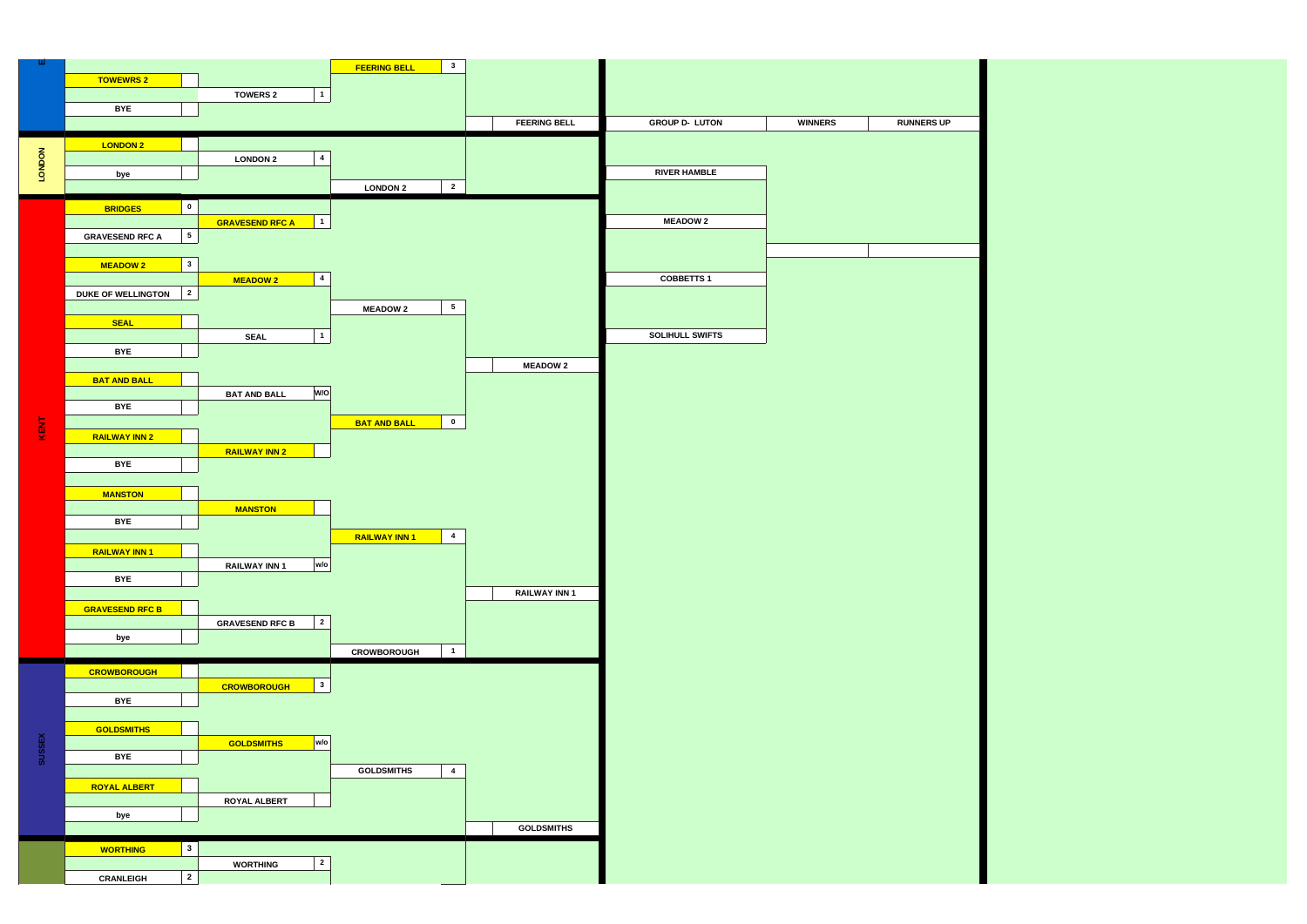## E

| Round 1 | Score | Round 2 | Score | Round 3 | Score | Quarter Final |
|---|---|---|---|---|---|---|
| TOWEWRS 2 | | TOWERS 2 | 1 | FEERING BELL | 3 | FEERING BELL |
| BYE | | | | | | |

## LONDON

| Round 1 | Score | Round 2 | Score | Round 3 | Score | Quarter Final |
|---|---|---|---|---|---|---|
| LONDON 2 | | LONDON 2 | 4 | LONDON 2 | 2 | |
| bye | | | | | | |

## KENT

| Round 1 | Score | Round 2 | Score | Round 3 | Score | Quarter Final |
|---|---|---|---|---|---|---|
| BRIDGES | 0 | GRAVESEND RFC A | 1 | | | |
| GRAVESEND RFC A | 5 | | | | | |
| MEADOW 2 | 3 | MEADOW 2 | 4 | MEADOW 2 | 5 | MEADOW 2 |
| DUKE OF WELLINGTON | 2 | | | | | |
| SEAL | | SEAL | 1 | | | |
| BYE | | | | | | |
| BAT AND BALL | | BAT AND BALL | W/O | BAT AND BALL | 0 | |
| BYE | | | | | | |
| RAILWAY INN 2 | | RAILWAY INN 2 | | | | |
| BYE | | | | | | |
| MANSTON | | MANSTON | | RAILWAY INN 1 | 4 | RAILWAY INN 1 |
| BYE | | | | | | |
| RAILWAY INN 1 | | RAILWAY INN 1 | w/o | | | |
| BYE | | | | | | |
| GRAVESEND RFC B | | GRAVESEND RFC B | 2 | CROWBOROUGH | 1 | |
| bye | | | | | | |

## SUSSEX

| Round 1 | Score | Round 2 | Score | Round 3 | Score | Quarter Final |
|---|---|---|---|---|---|---|
| CROWBOROUGH | | CROWBOROUGH | 3 | | | |
| BYE | | | | | | |
| GOLDSMITHS | | GOLDSMITHS | w/o | GOLDSMITHS | 4 | GOLDSMITHS |
| BYE | | | | | | |
| ROYAL ALBERT | | ROYAL ALBERT | | | | |
| bye | | | | | | |

| Round 1 | Score | Round 2 | Score |
|---|---|---|---|
| WORTHING | 3 | WORTHING | 2 |
| CRANLEIGH | 2 | | |

| GROUP D- LUTON | WINNERS | RUNNERS UP |
|---|---|---|
| RIVER HAMBLE | | |
| MEADOW 2 | | |
| COBBETTS 1 | | |
| SOLIHULL SWIFTS | | |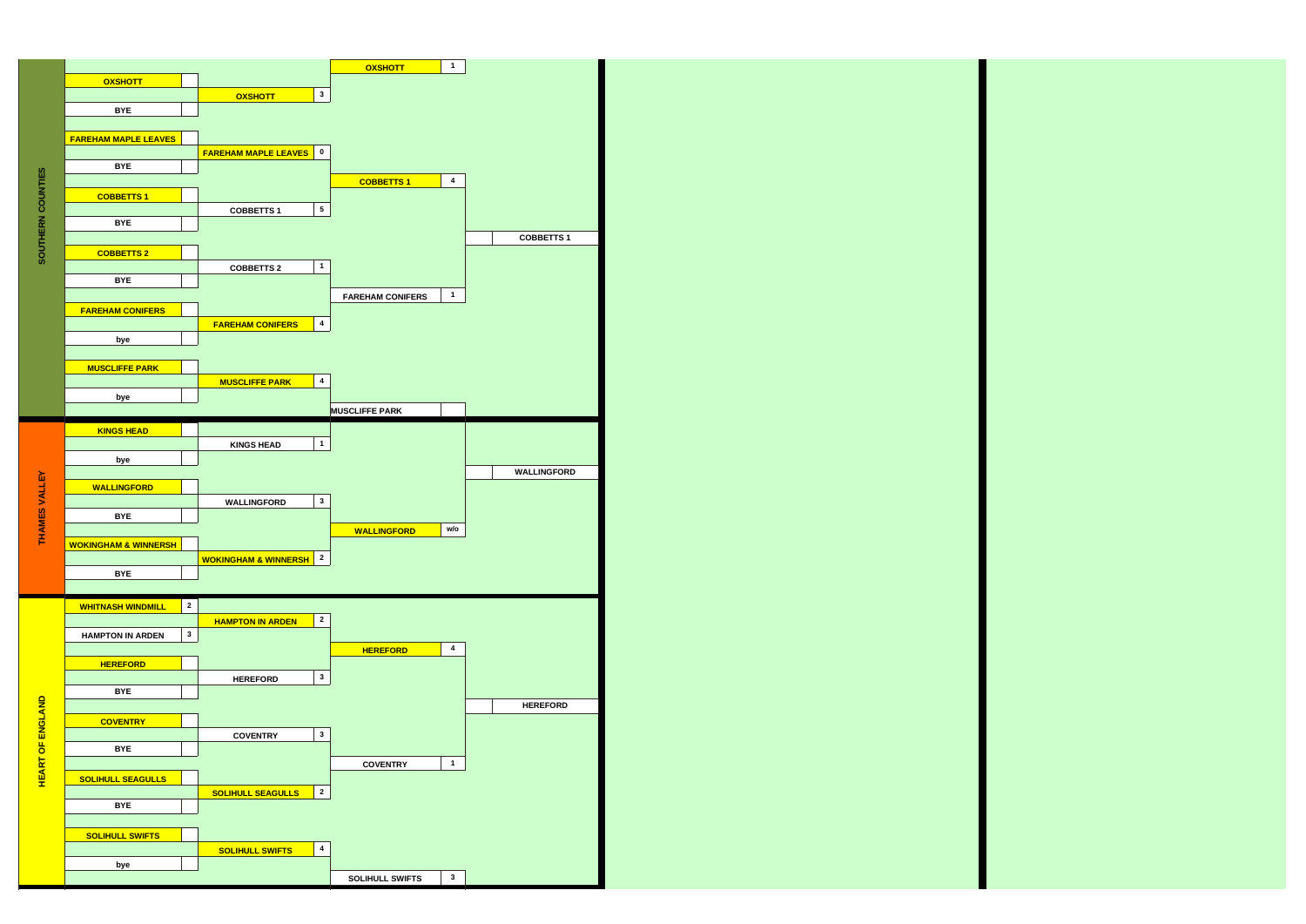## SOUTHERN COUNTIES

| Round 1 | | Round 2 | | Round 3 | | Final |
|---|---|---|---|---|---|---|
| OXSHOTT | | OXSHOTT | 3 | OXSHOTT | 1 | |
| BYE | | | | | | |
| FAREHAM MAPLE LEAVES | | FAREHAM MAPLE LEAVES | 0 | | | |
| BYE | | | | | | |
| COBBETTS 1 | | COBBETTS 1 | 5 | COBBETTS 1 | 4 | COBBETTS 1 |
| BYE | | | | | | |
| COBBETTS 2 | | COBBETTS 2 | 1 | | | |
| BYE | | | | | | |
| FAREHAM CONIFERS | | FAREHAM CONIFERS | 4 | FAREHAM CONIFERS | 1 | |
| bye | | | | | | |
| MUSCLIFFE PARK | | MUSCLIFFE PARK | 4 | MUSCLIFFE PARK | | |
| bye | | | | | | |

## THAMES VALLEY

| Round 1 | | Round 2 | | Round 3 | | Final |
|---|---|---|---|---|---|---|
| KINGS HEAD | | KINGS HEAD | 1 | | | WALLINGFORD |
| bye | | | | | | |
| WALLINGFORD | | WALLINGFORD | 3 | WALLINGFORD | w/o | |
| BYE | | | | | | |
| WOKINGHAM & WINNERSH | | WOKINGHAM & WINNERSH | 2 | | | |
| BYE | | | | | | |

## HEART OF ENGLAND

| Round 1 | | Round 2 | | Round 3 | | Final |
|---|---|---|---|---|---|---|
| WHITNASH WINDMILL | 2 | HAMPTON IN ARDEN | 2 | HEREFORD | 4 | |
| HAMPTON IN ARDEN | 3 | | | | | |
| HEREFORD | | HEREFORD | 3 | | | HEREFORD |
| BYE | | | | | | |
| COVENTRY | | COVENTRY | 3 | COVENTRY | 1 | |
| BYE | | | | | | |
| SOLIHULL SEAGULLS | | SOLIHULL SEAGULLS | 2 | | | |
| BYE | | | | | | |
| SOLIHULL SWIFTS | | SOLIHULL SWIFTS | 4 | SOLIHULL SWIFTS | 3 | |
| bye | | | | | | |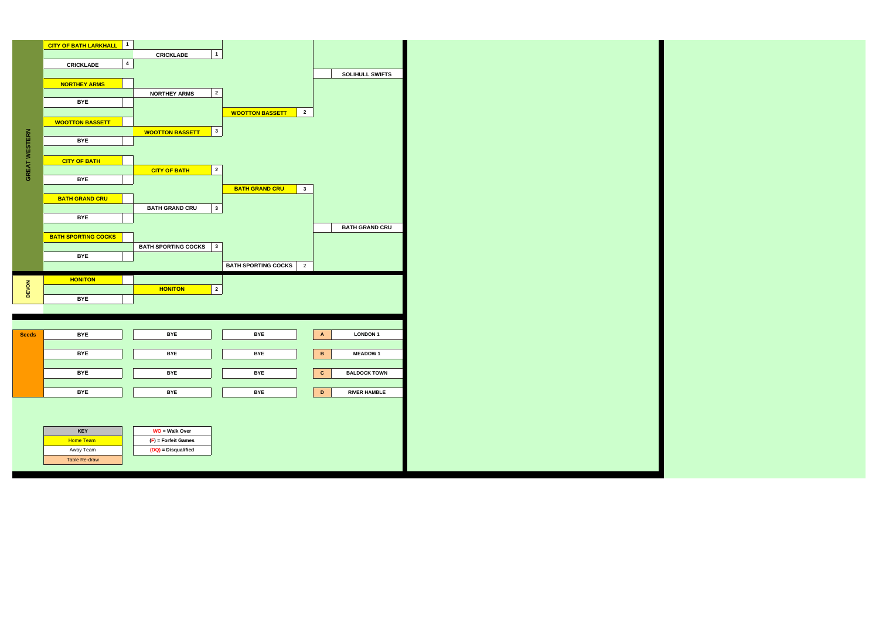## GREAT WESTERN

| Round 1 | | Round 2 | | Round 3 | | Round 4 |
|---|---|---|---|---|---|---|
| CITY OF BATH LARKHALL | 1 | | | | | |
| CRICKLADE | 4 | CRICKLADE | 1 | | | |
| | | | | | | SOLIHULL SWIFTS |
| NORTHEY ARMS | | | | | | |
| BYE | | NORTHEY ARMS | 2 | | | |
| | | | | WOOTTON BASSETT | 2 | |
| WOOTTON BASSETT | | | | | | |
| BYE | | WOOTTON BASSETT | 3 | | | |
| CITY OF BATH | | | | | | |
| BYE | | CITY OF BATH | 2 | | | |
| | | | | BATH GRAND CRU | 3 | |
| BATH GRAND CRU | | | | | | |
| BYE | | BATH GRAND CRU | 3 | | | |
| | | | | | | BATH GRAND CRU |
| BATH SPORTING COCKS | | | | | | |
| BYE | | BATH SPORTING COCKS | 3 | | | |
| | | | | BATH SPORTING COCKS | 2 | |

## DEVON

| Round 1 | | Round 2 | |
|---|---|---|---|
| HONITON | | | |
| BYE | | HONITON | 2 |

## Seeds

| | | | | |
|---|---|---|---|---|
| BYE | BYE | BYE | A | LONDON 1 |
| BYE | BYE | BYE | B | MEADOW 1 |
| BYE | BYE | BYE | C | BALDOCK TOWN |
| BYE | BYE | BYE | D | RIVER HAMBLE |

| KEY | |
|---|---|
| Home Team | WO = Walk Over |
| Away Team | (F) = Forfeit Games |
| Table Re-draw | (DQ) = Disqualified |